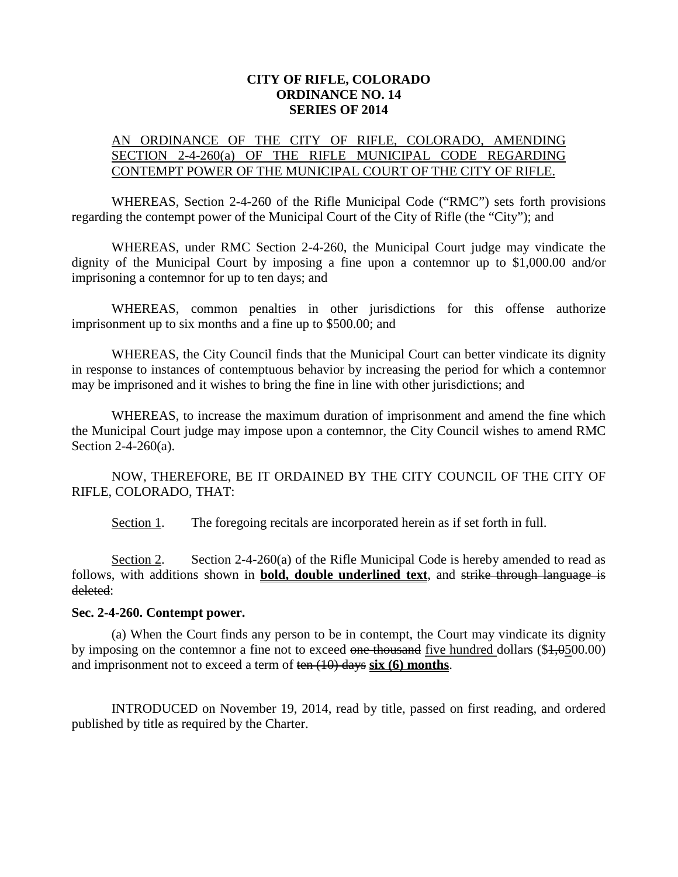**CITY OF RIFLE, COLORADO**
**ORDINANCE NO. 14**
**SERIES OF 2014**

AN ORDINANCE OF THE CITY OF RIFLE, COLORADO, AMENDING SECTION 2-4-260(a) OF THE RIFLE MUNICIPAL CODE REGARDING CONTEMPT POWER OF THE MUNICIPAL COURT OF THE CITY OF RIFLE.

WHEREAS, Section 2-4-260 of the Rifle Municipal Code ("RMC") sets forth provisions regarding the contempt power of the Municipal Court of the City of Rifle (the "City"); and

WHEREAS, under RMC Section 2-4-260, the Municipal Court judge may vindicate the dignity of the Municipal Court by imposing a fine upon a contemnor up to $1,000.00 and/or imprisoning a contemnor for up to ten days; and

WHEREAS, common penalties in other jurisdictions for this offense authorize imprisonment up to six months and a fine up to $500.00; and

WHEREAS, the City Council finds that the Municipal Court can better vindicate its dignity in response to instances of contemptuous behavior by increasing the period for which a contemnor may be imprisoned and it wishes to bring the fine in line with other jurisdictions; and

WHEREAS, to increase the maximum duration of imprisonment and amend the fine which the Municipal Court judge may impose upon a contemnor, the City Council wishes to amend RMC Section 2-4-260(a).

NOW, THEREFORE, BE IT ORDAINED BY THE CITY COUNCIL OF THE CITY OF RIFLE, COLORADO, THAT:

Section 1. The foregoing recitals are incorporated herein as if set forth in full.

Section 2. Section 2-4-260(a) of the Rifle Municipal Code is hereby amended to read as follows, with additions shown in **bold, double underlined text**, and ~~strike through language is deleted~~:

**Sec. 2-4-260. Contempt power.**

(a) When the Court finds any person to be in contempt, the Court may vindicate its dignity by imposing on the contemnor a fine not to exceed ~~one thousand~~ five hundred dollars ($~~1,0~~500.00) and imprisonment not to exceed a term of ~~ten (10) days~~ **six (6) months**.

INTRODUCED on November 19, 2014, read by title, passed on first reading, and ordered published by title as required by the Charter.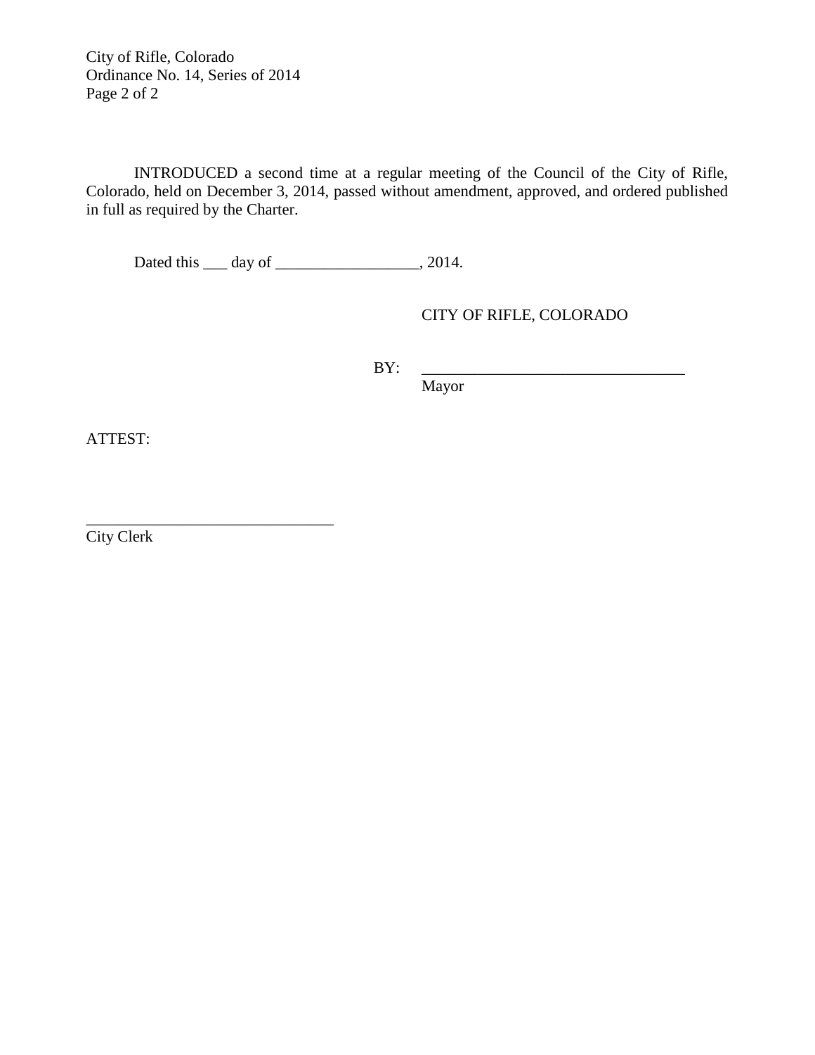INTRODUCED a second time at a regular meeting of the Council of the City of Rifle, Colorado, held on December 3, 2014, passed without amendment, approved, and ordered published in full as required by the Charter.

Dated this ___ day of __________________, 2014.

CITY OF RIFLE, COLORADO

BY: _________________________________
Mayor

ATTEST:

_______________________________
City Clerk